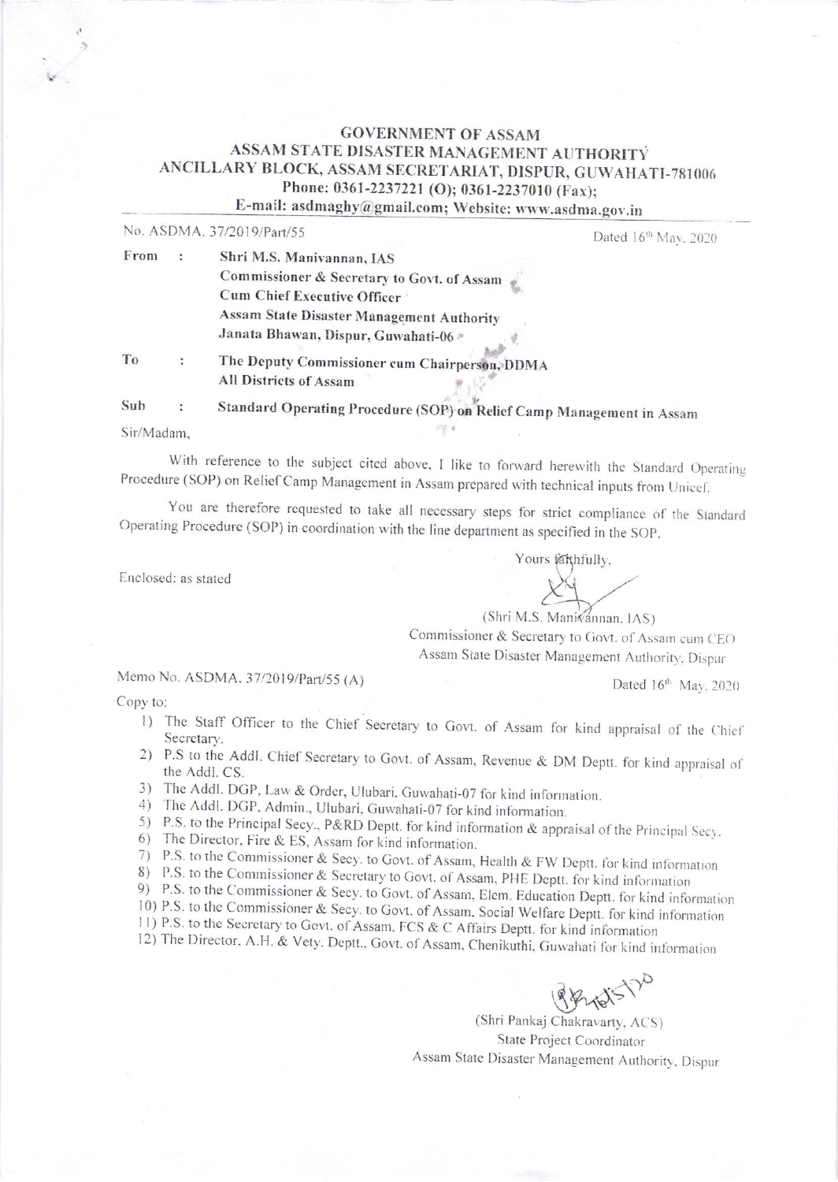# GOVERNMENT OF ASSAM
## ASSAM STATE DISASTER MANAGEMENT AUTHORITY
### ANCILLARY BLOCK, ASSAM SECRETARIAT, DISPUR, GUWAHATI-781006

**Phone: 0361-2237221 (O); 0361-2237010 (Fax);**
**E-mail: asdmaghy@gmail.com; Website: www.asdma.gov.in**

No. ASDMA. 37/2019/Part/55 — Dated 16th May, 2020

From : **Shri M.S. Manivannan, IAS**
**Commissioner & Secretary to Govt. of Assam**
**Cum Chief Executive Officer**
**Assam State Disaster Management Authority**
**Janata Bhawan, Dispur, Guwahati-06**

To : **The Deputy Commissioner cum Chairperson, DDMA**
**All Districts of Assam**

Sub : **Standard Operating Procedure (SOP) on Relief Camp Management in Assam**

Sir/Madam,

With reference to the subject cited above, I like to forward herewith the Standard Operating Procedure (SOP) on Relief Camp Management in Assam prepared with technical inputs from Unicef.

You are therefore requested to take all necessary steps for strict compliance of the Standard Operating Procedure (SOP) in coordination with the line department as specified in the SOP.

Enclosed: as stated

Yours faithfully,

(Shri M.S. Manivannan, IAS)
Commissioner & Secretary to Govt. of Assam cum CEO
Assam State Disaster Management Authority, Dispur

Memo No. ASDMA. 37/2019/Part/55 (A) — Dated 16th May, 2020

Copy to:

1) The Staff Officer to the Chief Secretary to Govt. of Assam for kind appraisal of the Chief Secretary.
2) P.S to the Addl. Chief Secretary to Govt. of Assam, Revenue & DM Deptt. for kind appraisal of the Addl. CS.
3) The Addl. DGP, Law & Order, Ulubari, Guwahati-07 for kind information.
4) The Addl. DGP, Admin., Ulubari, Guwahati-07 for kind information.
5) P.S. to the Principal Secy., P&RD Deptt. for kind information & appraisal of the Principal Secy.
6) The Director, Fire & ES, Assam for kind information.
7) P.S. to the Commissioner & Secy. to Govt. of Assam, Health & FW Deptt. for kind information
8) P.S. to the Commissioner & Secretary to Govt. of Assam, PHE Deptt. for kind information
9) P.S. to the Commissioner & Secy. to Govt. of Assam, Elem. Education Deptt. for kind information
10) P.S. to the Commissioner & Secy. to Govt. of Assam, Social Welfare Deptt. for kind information
11) P.S. to the Secretary to Govt. of Assam, FCS & C Affairs Deptt. for kind information
12) The Director, A.H. & Vety. Deptt., Govt. of Assam, Chenikuthi, Guwahati for kind information

(Shri Pankaj Chakravarty, ACS)
State Project Coordinator
Assam State Disaster Management Authority, Dispur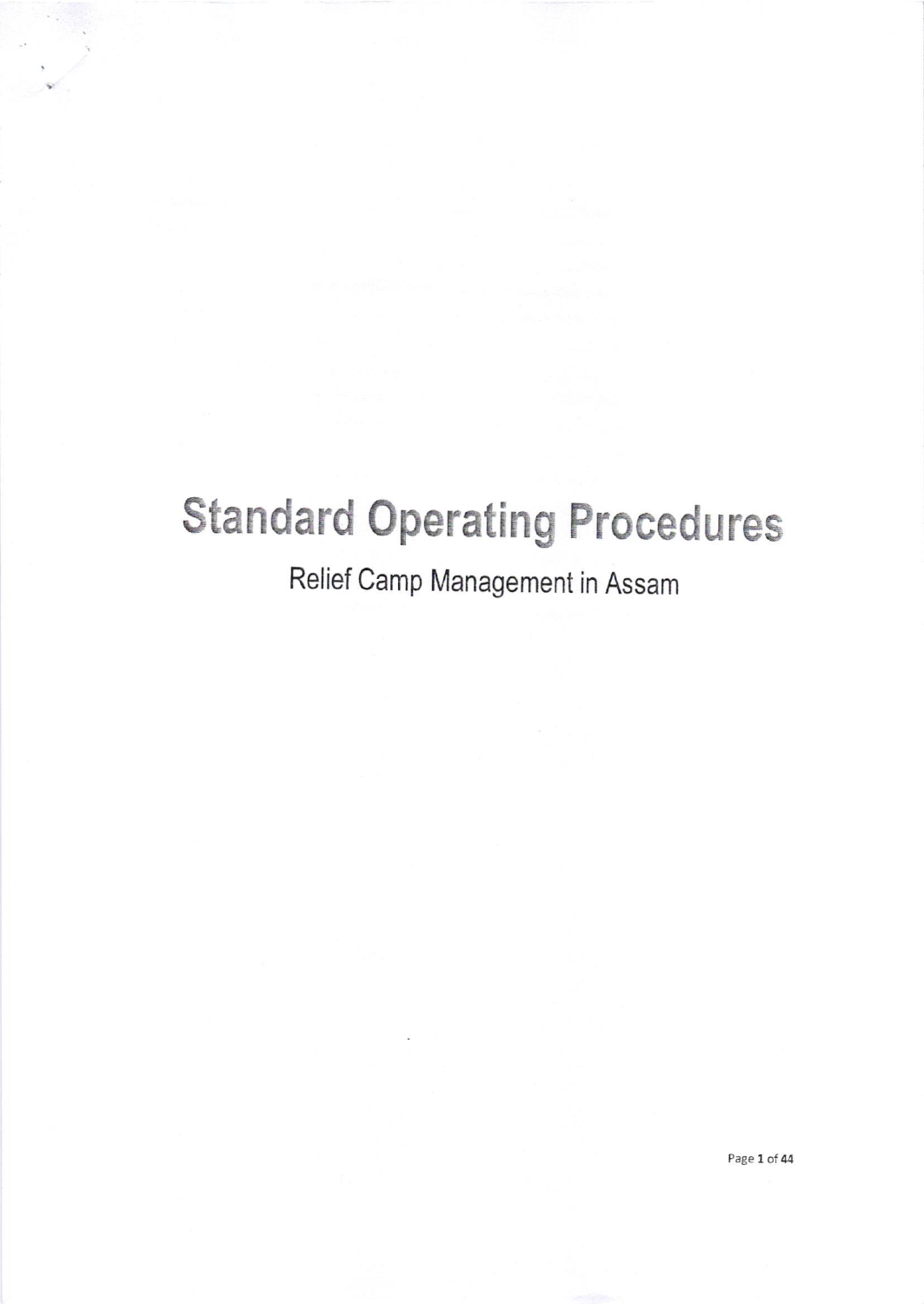# Standard Operating Procedures

Relief Camp Management in Assam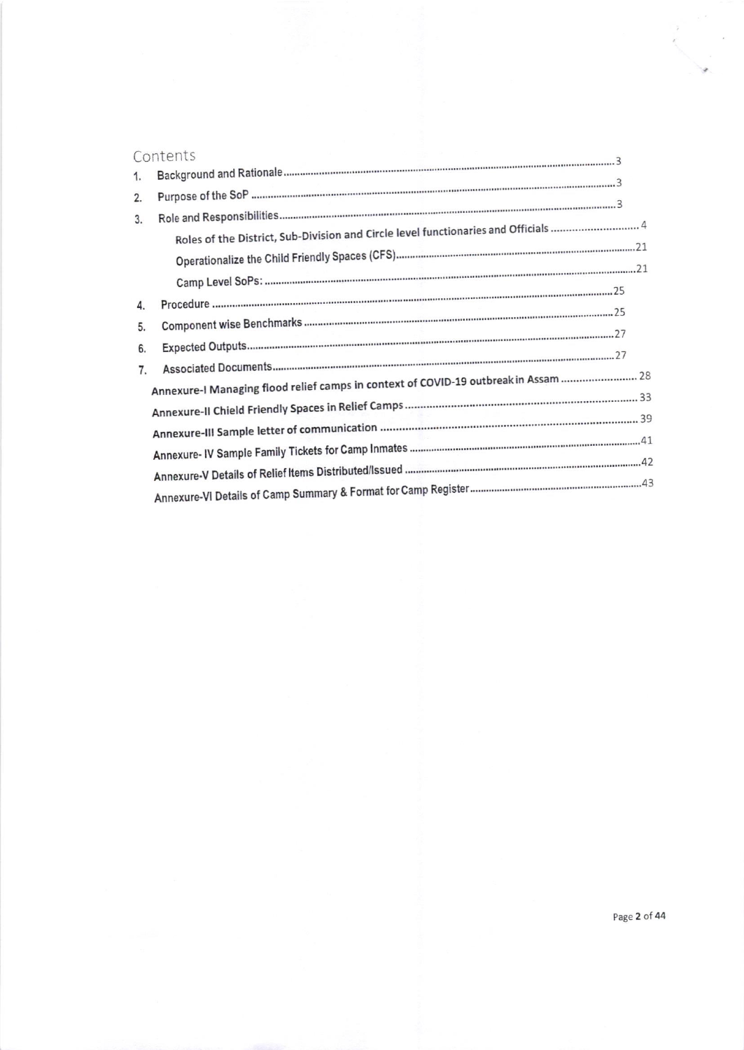# Contents

1. Background and Rationale ........................................ 3
2. Purpose of the SoP ........................................ 3
3. Role and Responsibilities ........................................ 3
    - Roles of the District, Sub-Division and Circle level functionaries and Officials ........................................ 4
    - Operationalize the Child Friendly Spaces (CFS) ........................................ 21
    - Camp Level SoPs: ........................................ 21
4. Procedure ........................................ 25
5. Component wise Benchmarks ........................................ 25
6. Expected Outputs ........................................ 27
7. Associated Documents ........................................ 27

**Annexure-I Managing flood relief camps in context of COVID-19 outbreak in Assam** ........................................ 28

**Annexure-II Chield Friendly Spaces in Relief Camps** ........................................ 33

**Annexure-III Sample letter of communication** ........................................ 39

**Annexure- IV Sample Family Tickets for Camp Inmates** ........................................ 41

**Annexure-V Details of Relief Items Distributed/Issued** ........................................ 42

**Annexure-VI Details of Camp Summary & Format for Camp Register** ........................................ 43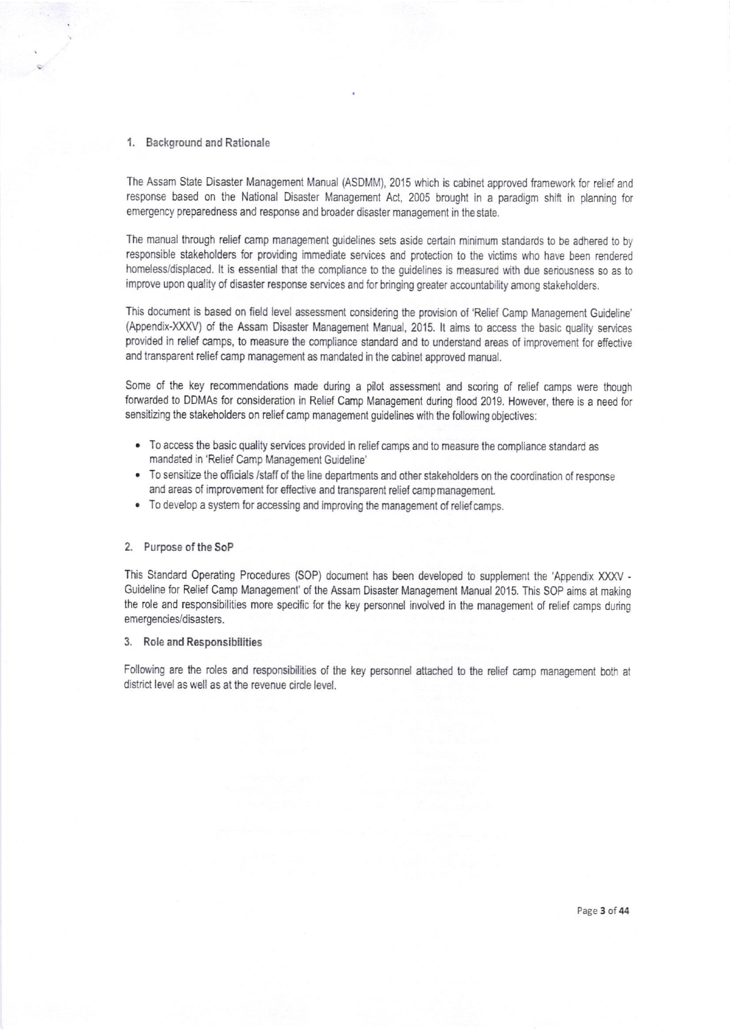## 1. Background and Rationale

The Assam State Disaster Management Manual (ASDMM), 2015 which is cabinet approved framework for relief and response based on the National Disaster Management Act, 2005 brought in a paradigm shift in planning for emergency preparedness and response and broader disaster management in the state.

The manual through relief camp management guidelines sets aside certain minimum standards to be adhered to by responsible stakeholders for providing immediate services and protection to the victims who have been rendered homeless/displaced. It is essential that the compliance to the guidelines is measured with due seriousness so as to improve upon quality of disaster response services and for bringing greater accountability among stakeholders.

This document is based on field level assessment considering the provision of 'Relief Camp Management Guideline' (Appendix-XXXV) of the Assam Disaster Management Manual, 2015. It aims to access the basic quality services provided in relief camps, to measure the compliance standard and to understand areas of improvement for effective and transparent relief camp management as mandated in the cabinet approved manual.

Some of the key recommendations made during a pilot assessment and scoring of relief camps were though forwarded to DDMAs for consideration in Relief Camp Management during flood 2019. However, there is a need for sensitizing the stakeholders on relief camp management guidelines with the following objectives:

- To access the basic quality services provided in relief camps and to measure the compliance standard as mandated in 'Relief Camp Management Guideline'
- To sensitize the officials /staff of the line departments and other stakeholders on the coordination of response and areas of improvement for effective and transparent relief camp management.
- To develop a system for accessing and improving the management of relief camps.

## 2. Purpose of the SoP

This Standard Operating Procedures (SOP) document has been developed to supplement the 'Appendix XXXV - Guideline for Relief Camp Management' of the Assam Disaster Management Manual 2015. This SOP aims at making the role and responsibilities more specific for the key personnel involved in the management of relief camps during emergencies/disasters.

## 3. Role and Responsibilities

Following are the roles and responsibilities of the key personnel attached to the relief camp management both at district level as well as at the revenue circle level.